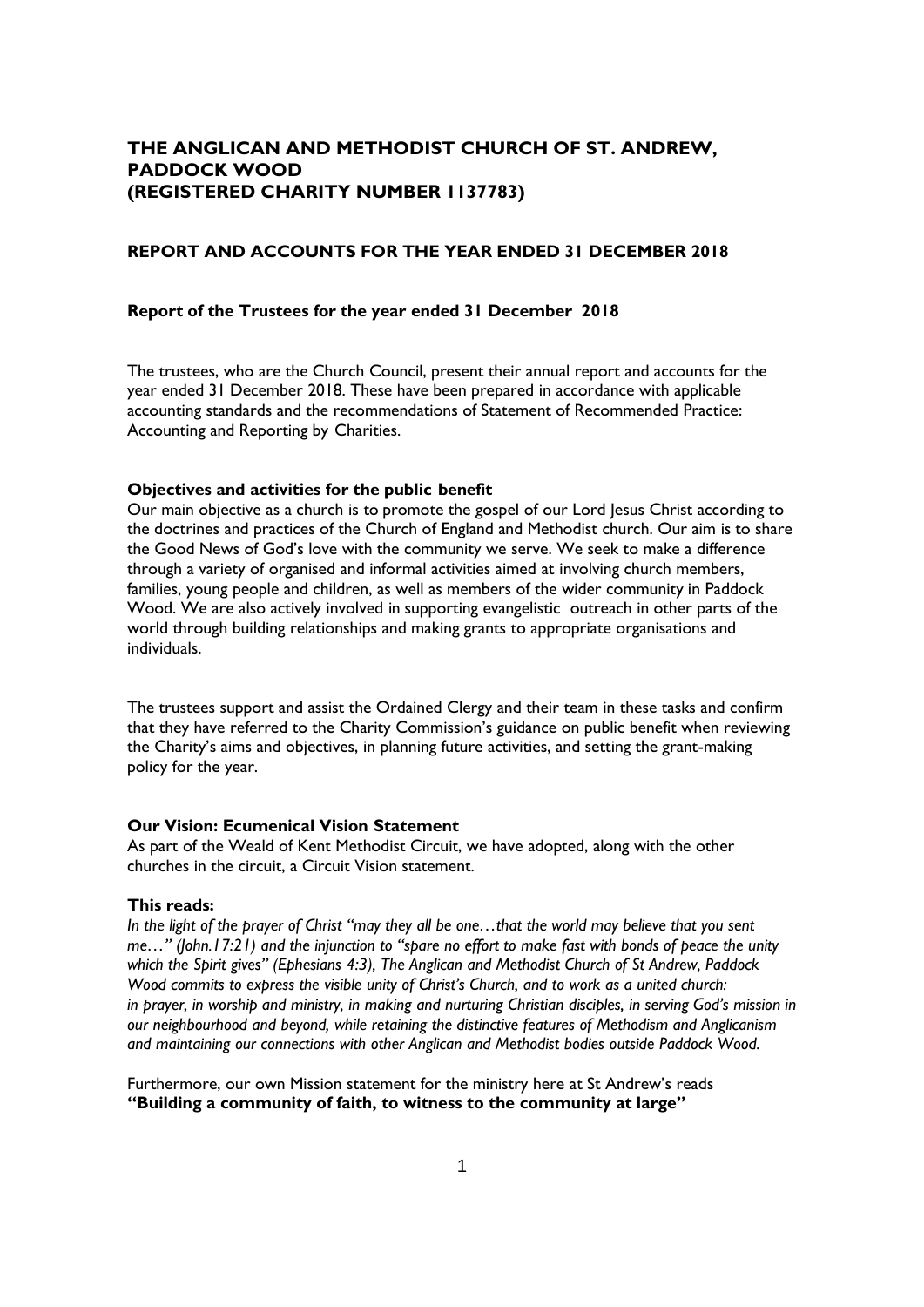# THE ANGLICAN AND METHODIST CHURCH OF ST. ANDREW, PADDOCK WOOD (REGISTERED CHARITY NUMBER 1137783)

## REPORT AND ACCOUNTS FOR THE YEAR ENDED 31 DECEMBER 2018

### Report of the Trustees for the year ended 31 December 2018

The trustees, who are the Church Council, present their annual report and accounts for the year ended 31 December 2018. These have been prepared in accordance with applicable accounting standards and the recommendations of Statement of Recommended Practice: Accounting and Reporting by Charities.

**Objectives and activities for the public benefit**

Our main objective as a church is to promote the gospel of our Lord Jesus Christ according to the doctrines and practices of the Church of England and Methodist church. Our aim is to share the Good News of God's love with the community we serve. We seek to make a difference through a variety of organised and informal activities aimed at involving church members, families, young people and children, as well as members of the wider community in Paddock Wood. We are also actively involved in supporting evangelistic outreach in other parts of the world through building relationships and making grants to appropriate organisations and individuals.

The trustees support and assist the Ordained Clergy and their team in these tasks and confirm that they have referred to the Charity Commission's guidance on public benefit when reviewing the Charity's aims and objectives, in planning future activities, and setting the grant-making policy for the year.

**Our Vision: Ecumenical Vision Statement**

As part of the Weald of Kent Methodist Circuit, we have adopted, along with the other churches in the circuit, a Circuit Vision statement.

**This reads:**

*In the light of the prayer of Christ "may they all be one…that the world may believe that you sent me…" (John.17:21) and the injunction to "spare no effort to make fast with bonds of peace the unity which the Spirit gives" (Ephesians 4:3), The Anglican and Methodist Church of St Andrew, Paddock Wood commits to express the visible unity of Christ's Church, and to work as a united church: in prayer, in worship and ministry, in making and nurturing Christian disciples, in serving God's mission in our neighbourhood and beyond, while retaining the distinctive features of Methodism and Anglicanism and maintaining our connections with other Anglican and Methodist bodies outside Paddock Wood.*

Furthermore, our own Mission statement for the ministry here at St Andrew's reads
**"Building a community of faith, to witness to the community at large"**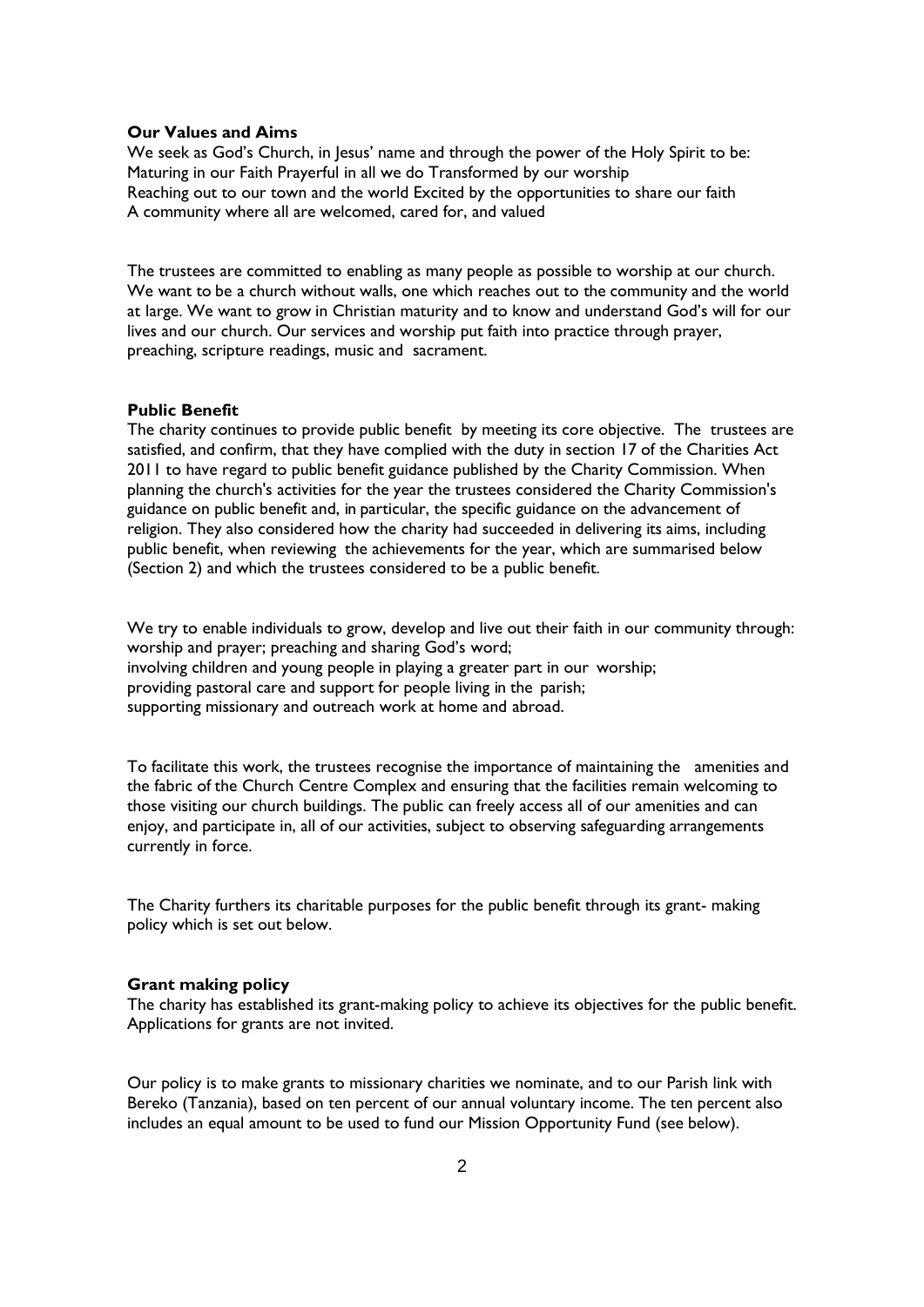**Our Values and Aims**

We seek as God's Church, in Jesus' name and through the power of the Holy Spirit to be:
Maturing in our Faith Prayerful in all we do Transformed by our worship
Reaching out to our town and the world Excited by the opportunities to share our faith
A community where all are welcomed, cared for, and valued

The trustees are committed to enabling as many people as possible to worship at our church. We want to be a church without walls, one which reaches out to the community and the world at large. We want to grow in Christian maturity and to know and understand God's will for our lives and our church. Our services and worship put faith into practice through prayer, preaching, scripture readings, music and sacrament.

**Public Benefit**

The charity continues to provide public benefit by meeting its core objective. The trustees are satisfied, and confirm, that they have complied with the duty in section 17 of the Charities Act 2011 to have regard to public benefit guidance published by the Charity Commission. When planning the church's activities for the year the trustees considered the Charity Commission's guidance on public benefit and, in particular, the specific guidance on the advancement of religion. They also considered how the charity had succeeded in delivering its aims, including public benefit, when reviewing the achievements for the year, which are summarised below (Section 2) and which the trustees considered to be a public benefit.

We try to enable individuals to grow, develop and live out their faith in our community through:
worship and prayer; preaching and sharing God's word;
involving children and young people in playing a greater part in our worship;
providing pastoral care and support for people living in the parish;
supporting missionary and outreach work at home and abroad.

To facilitate this work, the trustees recognise the importance of maintaining the amenities and the fabric of the Church Centre Complex and ensuring that the facilities remain welcoming to those visiting our church buildings. The public can freely access all of our amenities and can enjoy, and participate in, all of our activities, subject to observing safeguarding arrangements currently in force.

The Charity furthers its charitable purposes for the public benefit through its grant- making policy which is set out below.

**Grant making policy**

The charity has established its grant-making policy to achieve its objectives for the public benefit. Applications for grants are not invited.

Our policy is to make grants to missionary charities we nominate, and to our Parish link with Bereko (Tanzania), based on ten percent of our annual voluntary income. The ten percent also includes an equal amount to be used to fund our Mission Opportunity Fund (see below).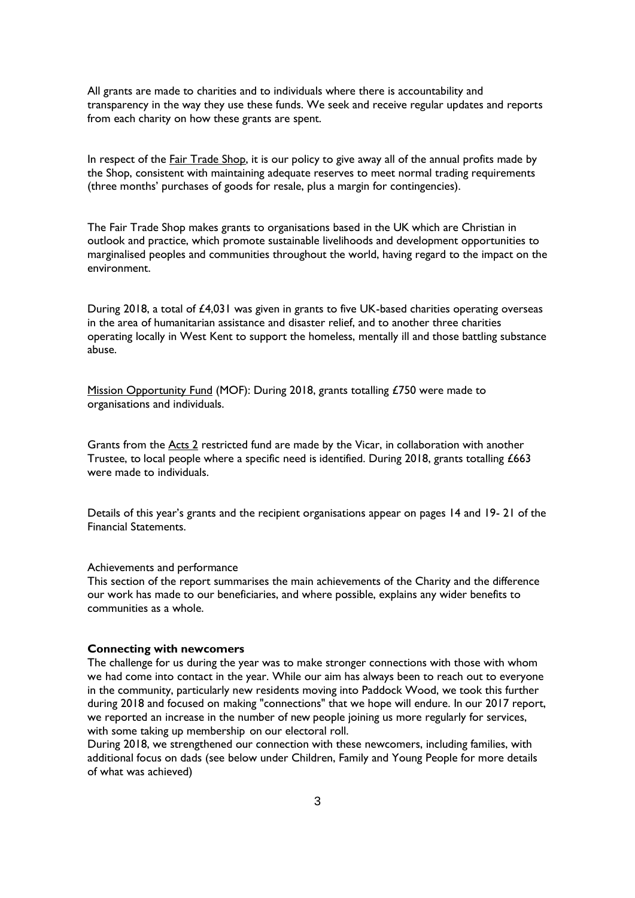All grants are made to charities and to individuals where there is accountability and transparency in the way they use these funds. We seek and receive regular updates and reports from each charity on how these grants are spent.

In respect of the Fair Trade Shop, it is our policy to give away all of the annual profits made by the Shop, consistent with maintaining adequate reserves to meet normal trading requirements (three months' purchases of goods for resale, plus a margin for contingencies).

The Fair Trade Shop makes grants to organisations based in the UK which are Christian in outlook and practice, which promote sustainable livelihoods and development opportunities to marginalised peoples and communities throughout the world, having regard to the impact on the environment.

During 2018, a total of £4,031 was given in grants to five UK-based charities operating overseas in the area of humanitarian assistance and disaster relief, and to another three charities operating locally in West Kent to support the homeless, mentally ill and those battling substance abuse.

Mission Opportunity Fund (MOF): During 2018, grants totalling £750 were made to organisations and individuals.

Grants from the Acts 2 restricted fund are made by the Vicar, in collaboration with another Trustee, to local people where a specific need is identified. During 2018, grants totalling £663 were made to individuals.

Details of this year's grants and the recipient organisations appear on pages 14 and 19- 21 of the Financial Statements.

Achievements and performance

This section of the report summarises the main achievements of the Charity and the difference our work has made to our beneficiaries, and where possible, explains any wider benefits to communities as a whole.

**Connecting with newcomers**

The challenge for us during the year was to make stronger connections with those with whom we had come into contact in the year. While our aim has always been to reach out to everyone in the community, particularly new residents moving into Paddock Wood, we took this further during 2018 and focused on making "connections" that we hope will endure. In our 2017 report, we reported an increase in the number of new people joining us more regularly for services, with some taking up membership on our electoral roll.

During 2018, we strengthened our connection with these newcomers, including families, with additional focus on dads (see below under Children, Family and Young People for more details of what was achieved)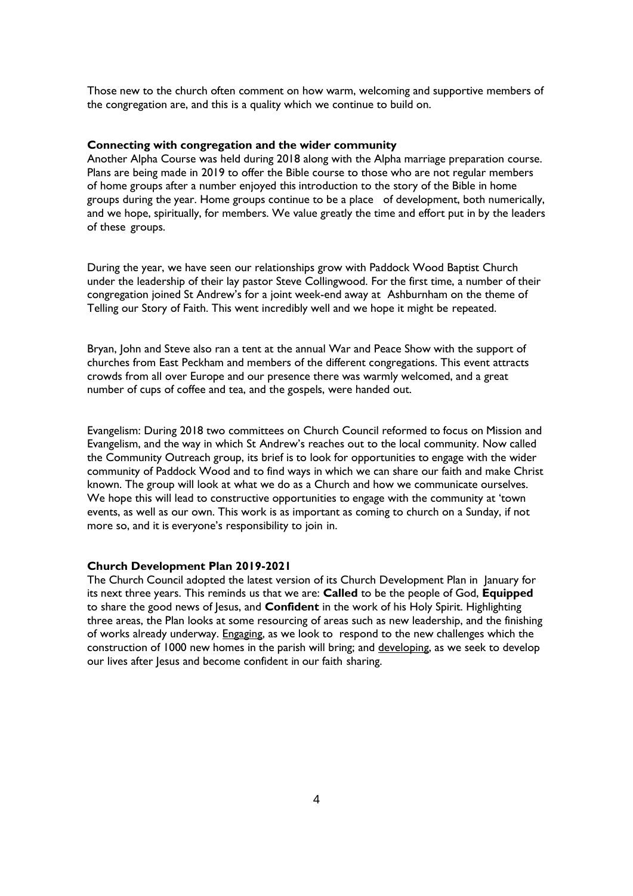Those new to the church often comment on how warm, welcoming and supportive members of the congregation are, and this is a quality which we continue to build on.

### Connecting with congregation and the wider community

Another Alpha Course was held during 2018 along with the Alpha marriage preparation course. Plans are being made in 2019 to offer the Bible course to those who are not regular members of home groups after a number enjoyed this introduction to the story of the Bible in home groups during the year. Home groups continue to be a place of development, both numerically, and we hope, spiritually, for members. We value greatly the time and effort put in by the leaders of these groups.

During the year, we have seen our relationships grow with Paddock Wood Baptist Church under the leadership of their lay pastor Steve Collingwood. For the first time, a number of their congregation joined St Andrew's for a joint week-end away at Ashburnham on the theme of Telling our Story of Faith. This went incredibly well and we hope it might be repeated.

Bryan, John and Steve also ran a tent at the annual War and Peace Show with the support of churches from East Peckham and members of the different congregations. This event attracts crowds from all over Europe and our presence there was warmly welcomed, and a great number of cups of coffee and tea, and the gospels, were handed out.

Evangelism: During 2018 two committees on Church Council reformed to focus on Mission and Evangelism, and the way in which St Andrew's reaches out to the local community. Now called the Community Outreach group, its brief is to look for opportunities to engage with the wider community of Paddock Wood and to find ways in which we can share our faith and make Christ known. The group will look at what we do as a Church and how we communicate ourselves. We hope this will lead to constructive opportunities to engage with the community at 'town events, as well as our own. This work is as important as coming to church on a Sunday, if not more so, and it is everyone's responsibility to join in.

### Church Development Plan 2019-2021

The Church Council adopted the latest version of its Church Development Plan in January for its next three years. This reminds us that we are: **Called** to be the people of God, **Equipped** to share the good news of Jesus, and **Confident** in the work of his Holy Spirit. Highlighting three areas, the Plan looks at some resourcing of areas such as new leadership, and the finishing of works already underway. <u>Engaging</u>, as we look to respond to the new challenges which the construction of 1000 new homes in the parish will bring; and <u>developing</u>, as we seek to develop our lives after Jesus and become confident in our faith sharing.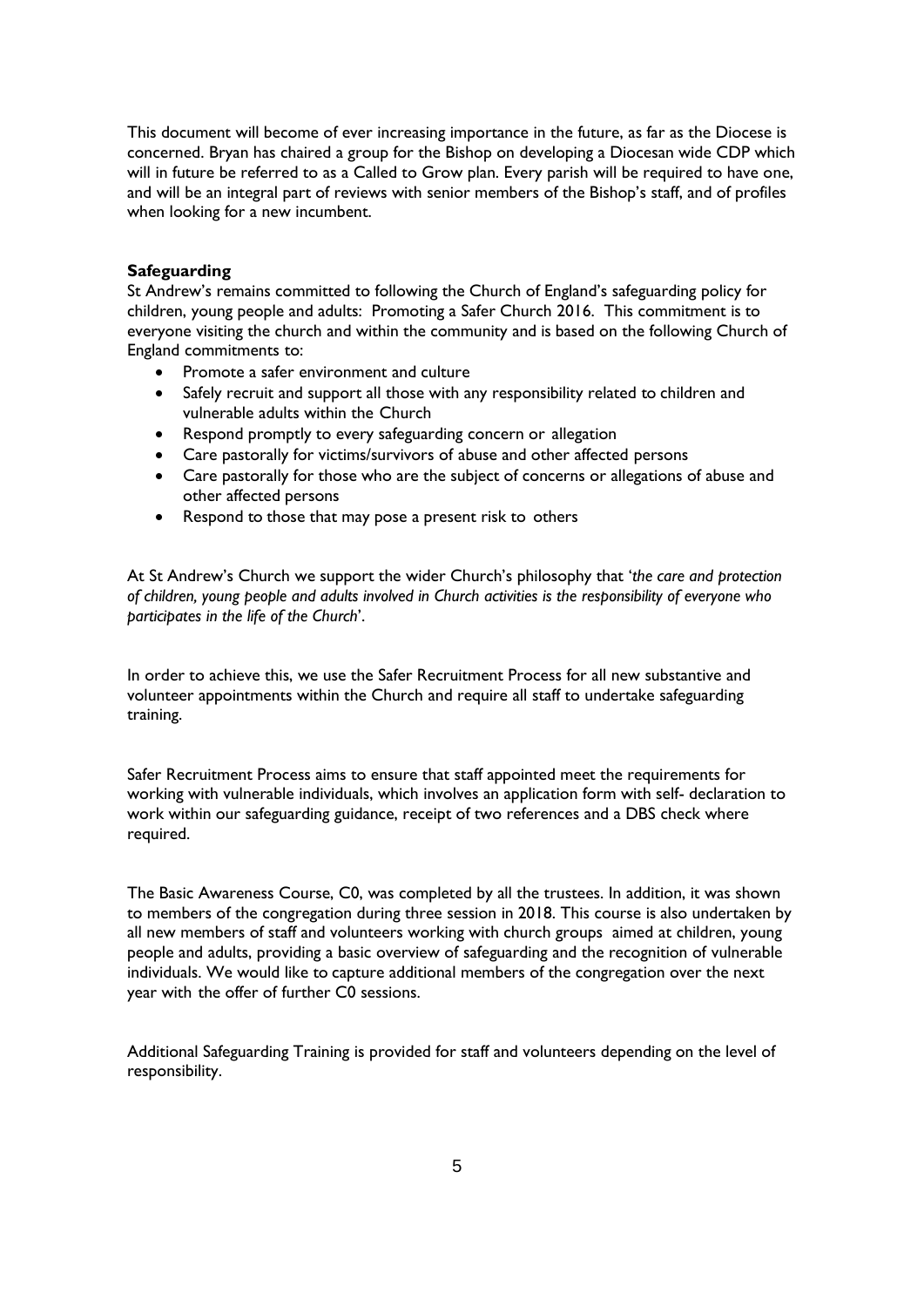This document will become of ever increasing importance in the future, as far as the Diocese is concerned. Bryan has chaired a group for the Bishop on developing a Diocesan wide CDP which will in future be referred to as a Called to Grow plan. Every parish will be required to have one, and will be an integral part of reviews with senior members of the Bishop's staff, and of profiles when looking for a new incumbent.

**Safeguarding**

St Andrew's remains committed to following the Church of England's safeguarding policy for children, young people and adults: Promoting a Safer Church 2016. This commitment is to everyone visiting the church and within the community and is based on the following Church of England commitments to:

- Promote a safer environment and culture
- Safely recruit and support all those with any responsibility related to children and vulnerable adults within the Church
- Respond promptly to every safeguarding concern or allegation
- Care pastorally for victims/survivors of abuse and other affected persons
- Care pastorally for those who are the subject of concerns or allegations of abuse and other affected persons
- Respond to those that may pose a present risk to others

At St Andrew's Church we support the wider Church's philosophy that '*the care and protection of children, young people and adults involved in Church activities is the responsibility of everyone who participates in the life of the Church*'.

In order to achieve this, we use the Safer Recruitment Process for all new substantive and volunteer appointments within the Church and require all staff to undertake safeguarding training.

Safer Recruitment Process aims to ensure that staff appointed meet the requirements for working with vulnerable individuals, which involves an application form with self- declaration to work within our safeguarding guidance, receipt of two references and a DBS check where required.

The Basic Awareness Course, C0, was completed by all the trustees. In addition, it was shown to members of the congregation during three session in 2018. This course is also undertaken by all new members of staff and volunteers working with church groups aimed at children, young people and adults, providing a basic overview of safeguarding and the recognition of vulnerable individuals. We would like to capture additional members of the congregation over the next year with the offer of further C0 sessions.

Additional Safeguarding Training is provided for staff and volunteers depending on the level of responsibility.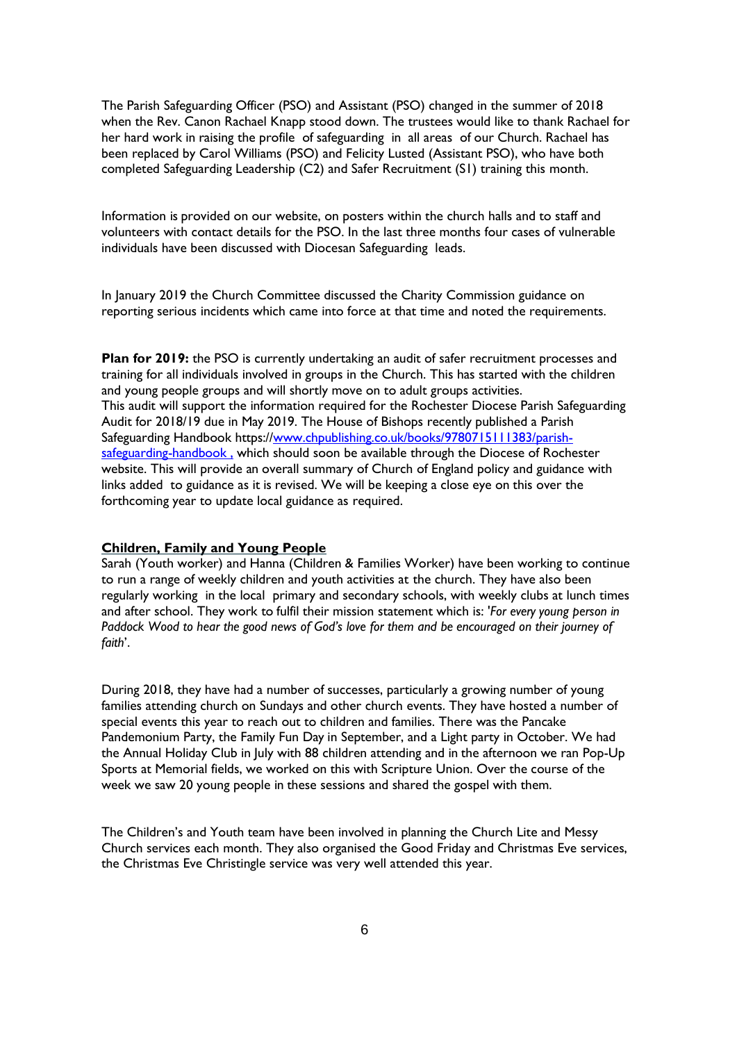The Parish Safeguarding Officer (PSO) and Assistant (PSO) changed in the summer of 2018 when the Rev. Canon Rachael Knapp stood down. The trustees would like to thank Rachael for her hard work in raising the profile of safeguarding in all areas of our Church. Rachael has been replaced by Carol Williams (PSO) and Felicity Lusted (Assistant PSO), who have both completed Safeguarding Leadership (C2) and Safer Recruitment (S1) training this month.

Information is provided on our website, on posters within the church halls and to staff and volunteers with contact details for the PSO. In the last three months four cases of vulnerable individuals have been discussed with Diocesan Safeguarding leads.

In January 2019 the Church Committee discussed the Charity Commission guidance on reporting serious incidents which came into force at that time and noted the requirements.

**Plan for 2019:** the PSO is currently undertaking an audit of safer recruitment processes and training for all individuals involved in groups in the Church. This has started with the children and young people groups and will shortly move on to adult groups activities.
This audit will support the information required for the Rochester Diocese Parish Safeguarding Audit for 2018/19 due in May 2019. The House of Bishops recently published a Parish Safeguarding Handbook https://www.chpublishing.co.uk/books/9780715111383/parish-safeguarding-handbook , which should soon be available through the Diocese of Rochester website. This will provide an overall summary of Church of England policy and guidance with links added to guidance as it is revised. We will be keeping a close eye on this over the forthcoming year to update local guidance as required.

## Children, Family and Young People

Sarah (Youth worker) and Hanna (Children & Families Worker) have been working to continue to run a range of weekly children and youth activities at the church. They have also been regularly working in the local primary and secondary schools, with weekly clubs at lunch times and after school. They work to fulfil their mission statement which is: '*For every young person in Paddock Wood to hear the good news of God's love for them and be encouraged on their journey of faith*'.

During 2018, they have had a number of successes, particularly a growing number of young families attending church on Sundays and other church events. They have hosted a number of special events this year to reach out to children and families. There was the Pancake Pandemonium Party, the Family Fun Day in September, and a Light party in October. We had the Annual Holiday Club in July with 88 children attending and in the afternoon we ran Pop-Up Sports at Memorial fields, we worked on this with Scripture Union. Over the course of the week we saw 20 young people in these sessions and shared the gospel with them.

The Children's and Youth team have been involved in planning the Church Lite and Messy Church services each month. They also organised the Good Friday and Christmas Eve services, the Christmas Eve Christingle service was very well attended this year.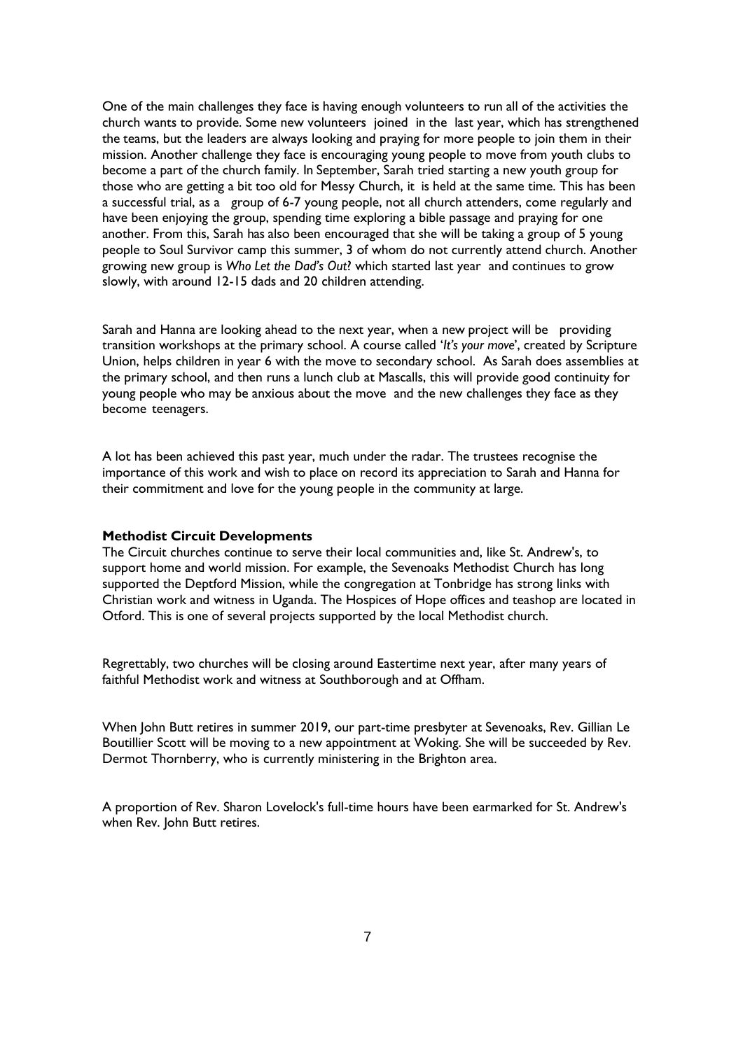One of the main challenges they face is having enough volunteers to run all of the activities the church wants to provide. Some new volunteers joined in the last year, which has strengthened the teams, but the leaders are always looking and praying for more people to join them in their mission. Another challenge they face is encouraging young people to move from youth clubs to become a part of the church family. In September, Sarah tried starting a new youth group for those who are getting a bit too old for Messy Church, it is held at the same time. This has been a successful trial, as a group of 6-7 young people, not all church attenders, come regularly and have been enjoying the group, spending time exploring a bible passage and praying for one another. From this, Sarah has also been encouraged that she will be taking a group of 5 young people to Soul Survivor camp this summer, 3 of whom do not currently attend church. Another growing new group is *Who Let the Dad's Out?* which started last year and continues to grow slowly, with around 12-15 dads and 20 children attending.

Sarah and Hanna are looking ahead to the next year, when a new project will be providing transition workshops at the primary school. A course called '*It's your move*', created by Scripture Union, helps children in year 6 with the move to secondary school. As Sarah does assemblies at the primary school, and then runs a lunch club at Mascalls, this will provide good continuity for young people who may be anxious about the move and the new challenges they face as they become teenagers.

A lot has been achieved this past year, much under the radar. The trustees recognise the importance of this work and wish to place on record its appreciation to Sarah and Hanna for their commitment and love for the young people in the community at large.

**Methodist Circuit Developments**

The Circuit churches continue to serve their local communities and, like St. Andrew's, to support home and world mission. For example, the Sevenoaks Methodist Church has long supported the Deptford Mission, while the congregation at Tonbridge has strong links with Christian work and witness in Uganda. The Hospices of Hope offices and teashop are located in Otford. This is one of several projects supported by the local Methodist church.

Regrettably, two churches will be closing around Eastertime next year, after many years of faithful Methodist work and witness at Southborough and at Offham.

When John Butt retires in summer 2019, our part-time presbyter at Sevenoaks, Rev. Gillian Le Boutillier Scott will be moving to a new appointment at Woking. She will be succeeded by Rev. Dermot Thornberry, who is currently ministering in the Brighton area.

A proportion of Rev. Sharon Lovelock's full-time hours have been earmarked for St. Andrew's when Rev. John Butt retires.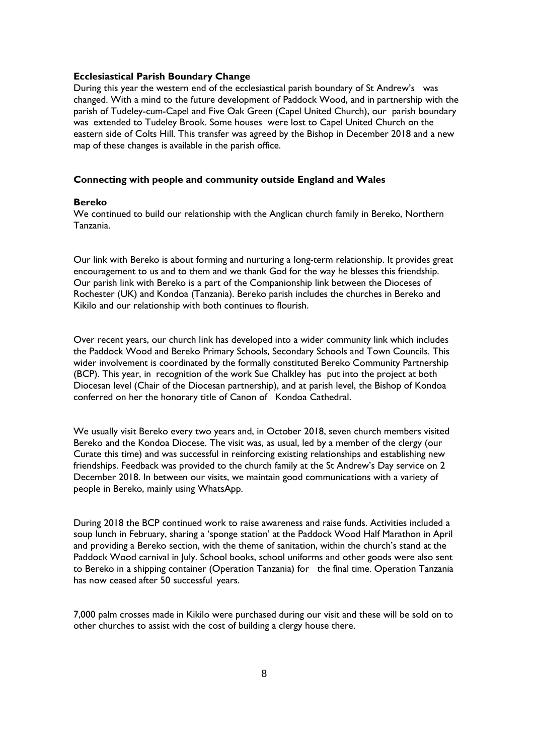**Ecclesiastical Parish Boundary Change**

During this year the western end of the ecclesiastical parish boundary of St Andrew's was changed. With a mind to the future development of Paddock Wood, and in partnership with the parish of Tudeley-cum-Capel and Five Oak Green (Capel United Church), our parish boundary was extended to Tudeley Brook. Some houses were lost to Capel United Church on the eastern side of Colts Hill. This transfer was agreed by the Bishop in December 2018 and a new map of these changes is available in the parish office.

**Connecting with people and community outside England and Wales**

**Bereko**

We continued to build our relationship with the Anglican church family in Bereko, Northern Tanzania.

Our link with Bereko is about forming and nurturing a long-term relationship. It provides great encouragement to us and to them and we thank God for the way he blesses this friendship. Our parish link with Bereko is a part of the Companionship link between the Dioceses of Rochester (UK) and Kondoa (Tanzania). Bereko parish includes the churches in Bereko and Kikilo and our relationship with both continues to flourish.

Over recent years, our church link has developed into a wider community link which includes the Paddock Wood and Bereko Primary Schools, Secondary Schools and Town Councils. This wider involvement is coordinated by the formally constituted Bereko Community Partnership (BCP). This year, in recognition of the work Sue Chalkley has put into the project at both Diocesan level (Chair of the Diocesan partnership), and at parish level, the Bishop of Kondoa conferred on her the honorary title of Canon of Kondoa Cathedral.

We usually visit Bereko every two years and, in October 2018, seven church members visited Bereko and the Kondoa Diocese. The visit was, as usual, led by a member of the clergy (our Curate this time) and was successful in reinforcing existing relationships and establishing new friendships. Feedback was provided to the church family at the St Andrew's Day service on 2 December 2018. In between our visits, we maintain good communications with a variety of people in Bereko, mainly using WhatsApp.

During 2018 the BCP continued work to raise awareness and raise funds. Activities included a soup lunch in February, sharing a 'sponge station' at the Paddock Wood Half Marathon in April and providing a Bereko section, with the theme of sanitation, within the church's stand at the Paddock Wood carnival in July. School books, school uniforms and other goods were also sent to Bereko in a shipping container (Operation Tanzania) for the final time. Operation Tanzania has now ceased after 50 successful years.

7,000 palm crosses made in Kikilo were purchased during our visit and these will be sold on to other churches to assist with the cost of building a clergy house there.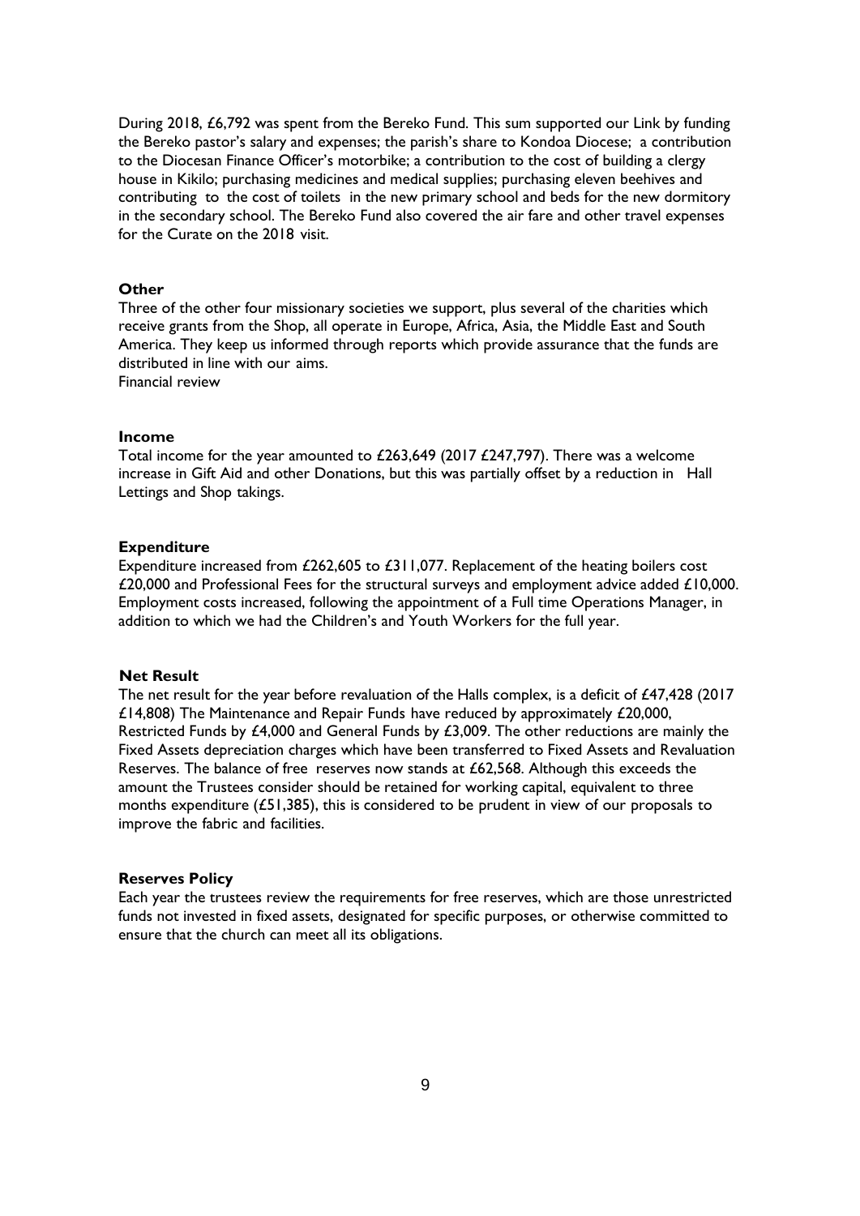During 2018, £6,792 was spent from the Bereko Fund. This sum supported our Link by funding the Bereko pastor's salary and expenses; the parish's share to Kondoa Diocese; a contribution to the Diocesan Finance Officer's motorbike; a contribution to the cost of building a clergy house in Kikilo; purchasing medicines and medical supplies; purchasing eleven beehives and contributing to the cost of toilets in the new primary school and beds for the new dormitory in the secondary school. The Bereko Fund also covered the air fare and other travel expenses for the Curate on the 2018 visit.

**Other**

Three of the other four missionary societies we support, plus several of the charities which receive grants from the Shop, all operate in Europe, Africa, Asia, the Middle East and South America. They keep us informed through reports which provide assurance that the funds are distributed in line with our aims.

Financial review

**Income**

Total income for the year amounted to £263,649 (2017 £247,797). There was a welcome increase in Gift Aid and other Donations, but this was partially offset by a reduction in Hall Lettings and Shop takings.

**Expenditure**

Expenditure increased from £262,605 to £311,077. Replacement of the heating boilers cost £20,000 and Professional Fees for the structural surveys and employment advice added £10,000. Employment costs increased, following the appointment of a Full time Operations Manager, in addition to which we had the Children's and Youth Workers for the full year.

**Net Result**

The net result for the year before revaluation of the Halls complex, is a deficit of £47,428 (2017 £14,808) The Maintenance and Repair Funds have reduced by approximately £20,000, Restricted Funds by £4,000 and General Funds by £3,009. The other reductions are mainly the Fixed Assets depreciation charges which have been transferred to Fixed Assets and Revaluation Reserves. The balance of free reserves now stands at £62,568. Although this exceeds the amount the Trustees consider should be retained for working capital, equivalent to three months expenditure (£51,385), this is considered to be prudent in view of our proposals to improve the fabric and facilities.

**Reserves Policy**

Each year the trustees review the requirements for free reserves, which are those unrestricted funds not invested in fixed assets, designated for specific purposes, or otherwise committed to ensure that the church can meet all its obligations.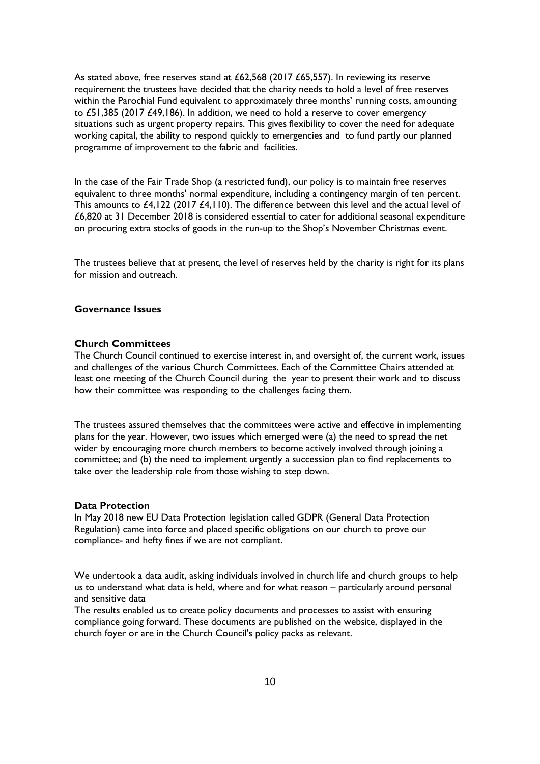As stated above, free reserves stand at £62,568 (2017 £65,557). In reviewing its reserve requirement the trustees have decided that the charity needs to hold a level of free reserves within the Parochial Fund equivalent to approximately three months' running costs, amounting to £51,385 (2017 £49,186). In addition, we need to hold a reserve to cover emergency situations such as urgent property repairs. This gives flexibility to cover the need for adequate working capital, the ability to respond quickly to emergencies and to fund partly our planned programme of improvement to the fabric and facilities.

In the case of the Fair Trade Shop (a restricted fund), our policy is to maintain free reserves equivalent to three months' normal expenditure, including a contingency margin of ten percent. This amounts to £4,122 (2017 £4,110). The difference between this level and the actual level of £6,820 at 31 December 2018 is considered essential to cater for additional seasonal expenditure on procuring extra stocks of goods in the run-up to the Shop's November Christmas event.

The trustees believe that at present, the level of reserves held by the charity is right for its plans for mission and outreach.

## Governance Issues

### Church Committees

The Church Council continued to exercise interest in, and oversight of, the current work, issues and challenges of the various Church Committees. Each of the Committee Chairs attended at least one meeting of the Church Council during the year to present their work and to discuss how their committee was responding to the challenges facing them.

The trustees assured themselves that the committees were active and effective in implementing plans for the year. However, two issues which emerged were (a) the need to spread the net wider by encouraging more church members to become actively involved through joining a committee; and (b) the need to implement urgently a succession plan to find replacements to take over the leadership role from those wishing to step down.

### Data Protection

In May 2018 new EU Data Protection legislation called GDPR (General Data Protection Regulation) came into force and placed specific obligations on our church to prove our compliance- and hefty fines if we are not compliant.

We undertook a data audit, asking individuals involved in church life and church groups to help us to understand what data is held, where and for what reason – particularly around personal and sensitive data

The results enabled us to create policy documents and processes to assist with ensuring compliance going forward. These documents are published on the website, displayed in the church foyer or are in the Church Council's policy packs as relevant.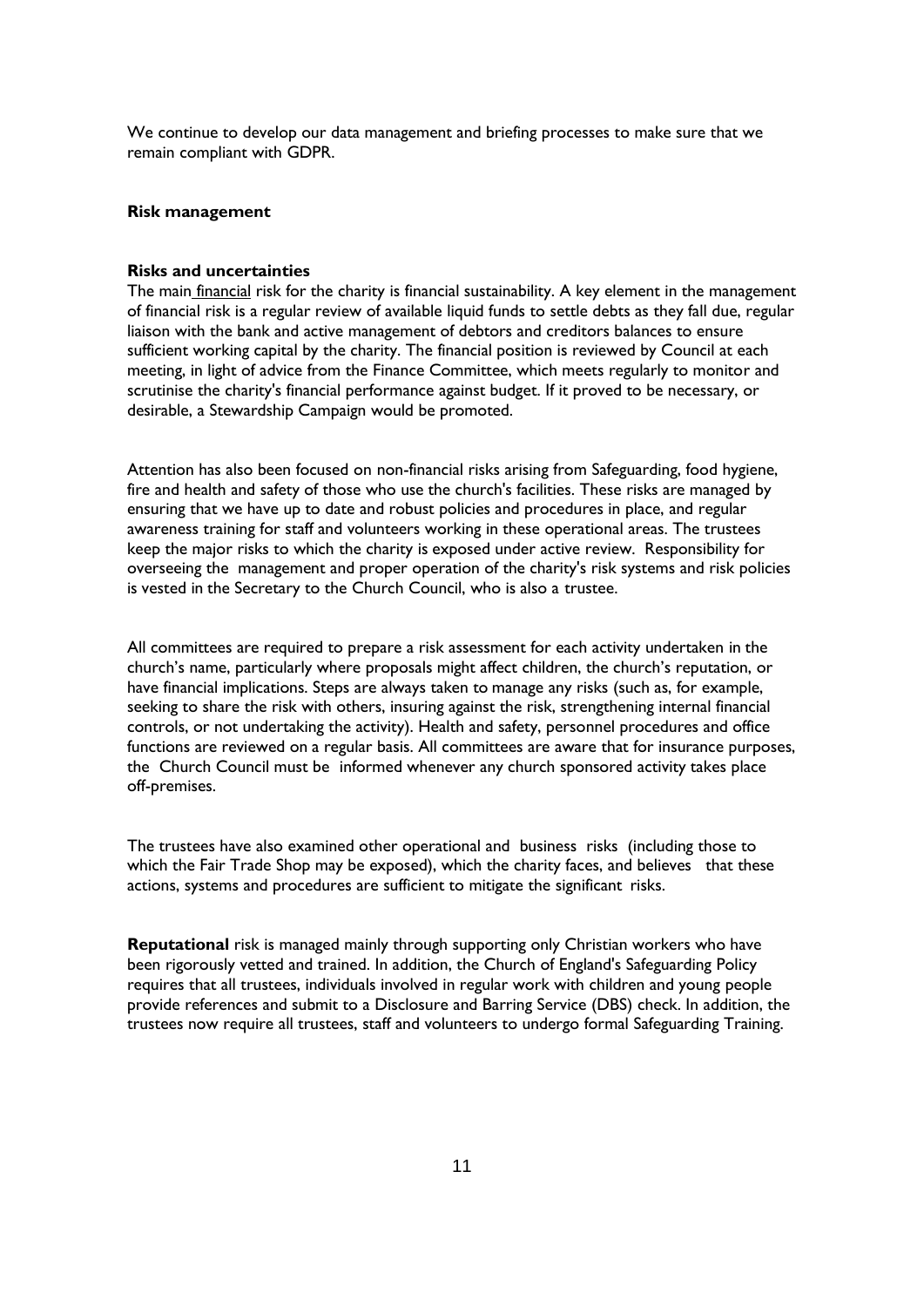We continue to develop our data management and briefing processes to make sure that we remain compliant with GDPR.

## Risk management

### Risks and uncertainties

The main financial risk for the charity is financial sustainability. A key element in the management of financial risk is a regular review of available liquid funds to settle debts as they fall due, regular liaison with the bank and active management of debtors and creditors balances to ensure sufficient working capital by the charity. The financial position is reviewed by Council at each meeting, in light of advice from the Finance Committee, which meets regularly to monitor and scrutinise the charity's financial performance against budget. If it proved to be necessary, or desirable, a Stewardship Campaign would be promoted.

Attention has also been focused on non-financial risks arising from Safeguarding, food hygiene, fire and health and safety of those who use the church's facilities. These risks are managed by ensuring that we have up to date and robust policies and procedures in place, and regular awareness training for staff and volunteers working in these operational areas. The trustees keep the major risks to which the charity is exposed under active review. Responsibility for overseeing the management and proper operation of the charity's risk systems and risk policies is vested in the Secretary to the Church Council, who is also a trustee.

All committees are required to prepare a risk assessment for each activity undertaken in the church's name, particularly where proposals might affect children, the church's reputation, or have financial implications. Steps are always taken to manage any risks (such as, for example, seeking to share the risk with others, insuring against the risk, strengthening internal financial controls, or not undertaking the activity). Health and safety, personnel procedures and office functions are reviewed on a regular basis. All committees are aware that for insurance purposes, the Church Council must be informed whenever any church sponsored activity takes place off-premises.

The trustees have also examined other operational and business risks (including those to which the Fair Trade Shop may be exposed), which the charity faces, and believes that these actions, systems and procedures are sufficient to mitigate the significant risks.

**Reputational** risk is managed mainly through supporting only Christian workers who have been rigorously vetted and trained. In addition, the Church of England's Safeguarding Policy requires that all trustees, individuals involved in regular work with children and young people provide references and submit to a Disclosure and Barring Service (DBS) check. In addition, the trustees now require all trustees, staff and volunteers to undergo formal Safeguarding Training.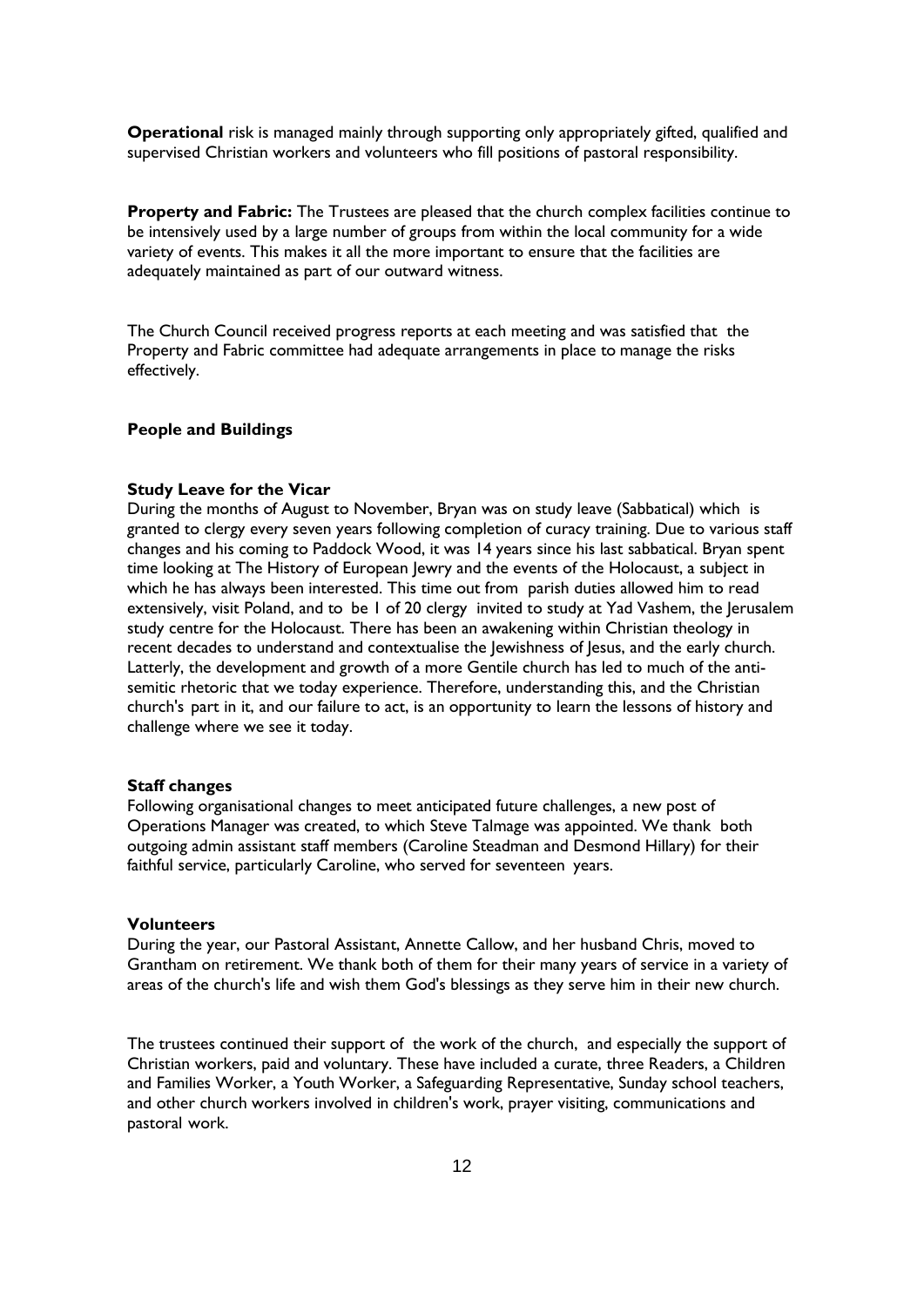**Operational** risk is managed mainly through supporting only appropriately gifted, qualified and supervised Christian workers and volunteers who fill positions of pastoral responsibility.

**Property and Fabric:** The Trustees are pleased that the church complex facilities continue to be intensively used by a large number of groups from within the local community for a wide variety of events. This makes it all the more important to ensure that the facilities are adequately maintained as part of our outward witness.

The Church Council received progress reports at each meeting and was satisfied that the Property and Fabric committee had adequate arrangements in place to manage the risks effectively.

**People and Buildings**

**Study Leave for the Vicar**

During the months of August to November, Bryan was on study leave (Sabbatical) which is granted to clergy every seven years following completion of curacy training. Due to various staff changes and his coming to Paddock Wood, it was 14 years since his last sabbatical. Bryan spent time looking at The History of European Jewry and the events of the Holocaust, a subject in which he has always been interested. This time out from parish duties allowed him to read extensively, visit Poland, and to be 1 of 20 clergy invited to study at Yad Vashem, the Jerusalem study centre for the Holocaust. There has been an awakening within Christian theology in recent decades to understand and contextualise the Jewishness of Jesus, and the early church. Latterly, the development and growth of a more Gentile church has led to much of the anti-semitic rhetoric that we today experience. Therefore, understanding this, and the Christian church's part in it, and our failure to act, is an opportunity to learn the lessons of history and challenge where we see it today.

**Staff changes**

Following organisational changes to meet anticipated future challenges, a new post of Operations Manager was created, to which Steve Talmage was appointed. We thank both outgoing admin assistant staff members (Caroline Steadman and Desmond Hillary) for their faithful service, particularly Caroline, who served for seventeen years.

**Volunteers**

During the year, our Pastoral Assistant, Annette Callow, and her husband Chris, moved to Grantham on retirement. We thank both of them for their many years of service in a variety of areas of the church's life and wish them God's blessings as they serve him in their new church.

The trustees continued their support of the work of the church, and especially the support of Christian workers, paid and voluntary. These have included a curate, three Readers, a Children and Families Worker, a Youth Worker, a Safeguarding Representative, Sunday school teachers, and other church workers involved in children's work, prayer visiting, communications and pastoral work.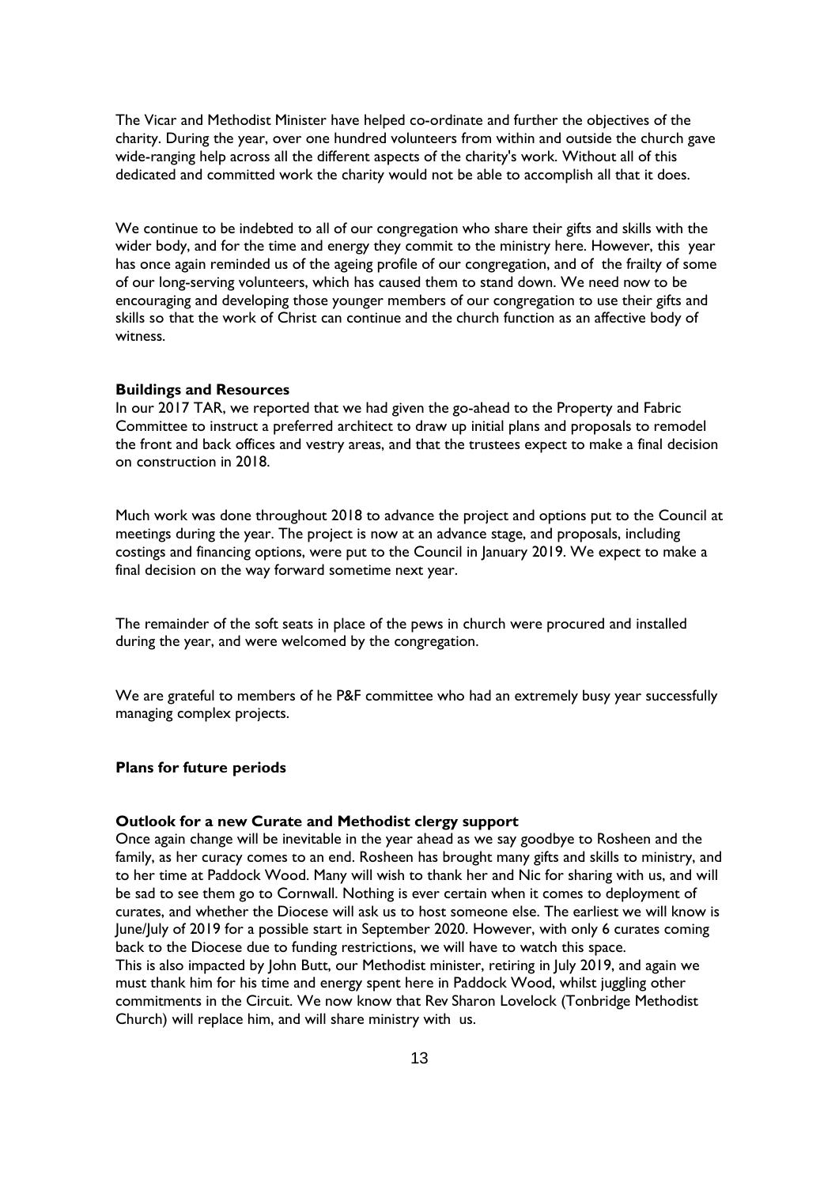The Vicar and Methodist Minister have helped co-ordinate and further the objectives of the charity. During the year, over one hundred volunteers from within and outside the church gave wide-ranging help across all the different aspects of the charity's work. Without all of this dedicated and committed work the charity would not be able to accomplish all that it does.

We continue to be indebted to all of our congregation who share their gifts and skills with the wider body, and for the time and energy they commit to the ministry here. However, this year has once again reminded us of the ageing profile of our congregation, and of the frailty of some of our long-serving volunteers, which has caused them to stand down. We need now to be encouraging and developing those younger members of our congregation to use their gifts and skills so that the work of Christ can continue and the church function as an affective body of witness.

**Buildings and Resources**

In our 2017 TAR, we reported that we had given the go-ahead to the Property and Fabric Committee to instruct a preferred architect to draw up initial plans and proposals to remodel the front and back offices and vestry areas, and that the trustees expect to make a final decision on construction in 2018.

Much work was done throughout 2018 to advance the project and options put to the Council at meetings during the year. The project is now at an advance stage, and proposals, including costings and financing options, were put to the Council in January 2019. We expect to make a final decision on the way forward sometime next year.

The remainder of the soft seats in place of the pews in church were procured and installed during the year, and were welcomed by the congregation.

We are grateful to members of he P&F committee who had an extremely busy year successfully managing complex projects.

**Plans for future periods**

**Outlook for a new Curate and Methodist clergy support**

Once again change will be inevitable in the year ahead as we say goodbye to Rosheen and the family, as her curacy comes to an end. Rosheen has brought many gifts and skills to ministry, and to her time at Paddock Wood. Many will wish to thank her and Nic for sharing with us, and will be sad to see them go to Cornwall. Nothing is ever certain when it comes to deployment of curates, and whether the Diocese will ask us to host someone else. The earliest we will know is June/July of 2019 for a possible start in September 2020. However, with only 6 curates coming back to the Diocese due to funding restrictions, we will have to watch this space.
This is also impacted by John Butt, our Methodist minister, retiring in July 2019, and again we must thank him for his time and energy spent here in Paddock Wood, whilst juggling other commitments in the Circuit. We now know that Rev Sharon Lovelock (Tonbridge Methodist Church) will replace him, and will share ministry with us.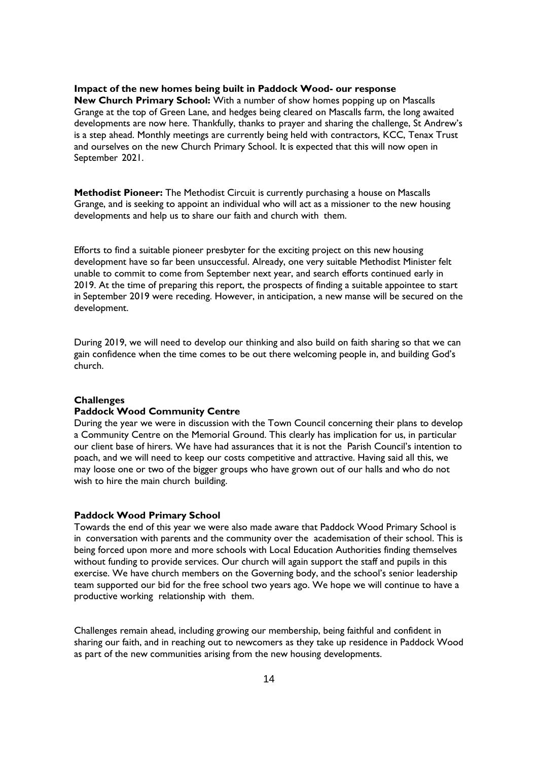### Impact of the new homes being built in Paddock Wood- our response

**New Church Primary School:** With a number of show homes popping up on Mascalls Grange at the top of Green Lane, and hedges being cleared on Mascalls farm, the long awaited developments are now here. Thankfully, thanks to prayer and sharing the challenge, St Andrew's is a step ahead. Monthly meetings are currently being held with contractors, KCC, Tenax Trust and ourselves on the new Church Primary School. It is expected that this will now open in September 2021.

**Methodist Pioneer:** The Methodist Circuit is currently purchasing a house on Mascalls Grange, and is seeking to appoint an individual who will act as a missioner to the new housing developments and help us to share our faith and church with them.

Efforts to find a suitable pioneer presbyter for the exciting project on this new housing development have so far been unsuccessful. Already, one very suitable Methodist Minister felt unable to commit to come from September next year, and search efforts continued early in 2019. At the time of preparing this report, the prospects of finding a suitable appointee to start in September 2019 were receding. However, in anticipation, a new manse will be secured on the development.

During 2019, we will need to develop our thinking and also build on faith sharing so that we can gain confidence when the time comes to be out there welcoming people in, and building God's church.

### Challenges

#### Paddock Wood Community Centre

During the year we were in discussion with the Town Council concerning their plans to develop a Community Centre on the Memorial Ground. This clearly has implication for us, in particular our client base of hirers. We have had assurances that it is not the Parish Council's intention to poach, and we will need to keep our costs competitive and attractive. Having said all this, we may loose one or two of the bigger groups who have grown out of our halls and who do not wish to hire the main church building.

#### Paddock Wood Primary School

Towards the end of this year we were also made aware that Paddock Wood Primary School is in conversation with parents and the community over the academisation of their school. This is being forced upon more and more schools with Local Education Authorities finding themselves without funding to provide services. Our church will again support the staff and pupils in this exercise. We have church members on the Governing body, and the school's senior leadership team supported our bid for the free school two years ago. We hope we will continue to have a productive working relationship with them.

Challenges remain ahead, including growing our membership, being faithful and confident in sharing our faith, and in reaching out to newcomers as they take up residence in Paddock Wood as part of the new communities arising from the new housing developments.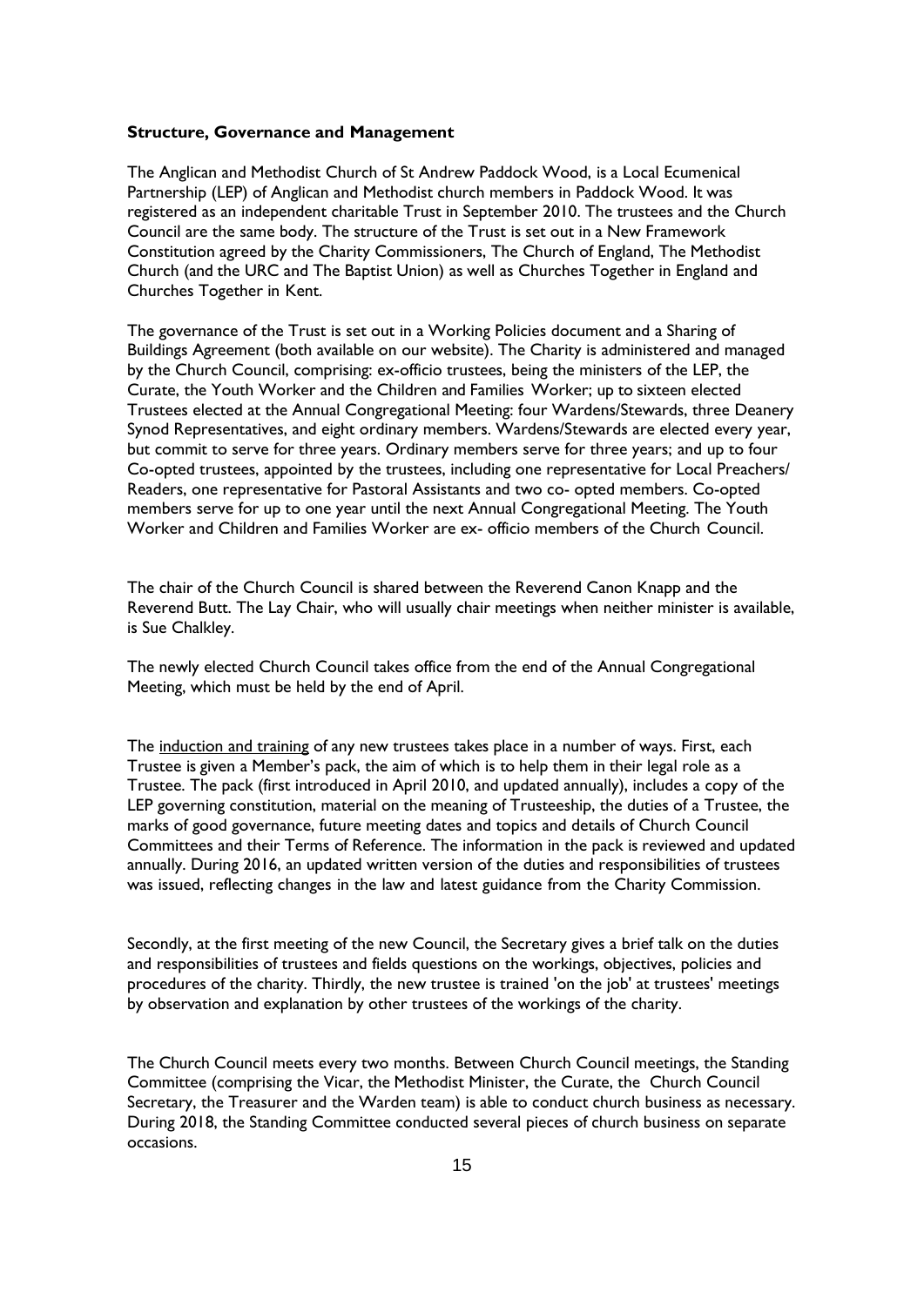**Structure, Governance and Management**

The Anglican and Methodist Church of St Andrew Paddock Wood, is a Local Ecumenical Partnership (LEP) of Anglican and Methodist church members in Paddock Wood. It was registered as an independent charitable Trust in September 2010. The trustees and the Church Council are the same body. The structure of the Trust is set out in a New Framework Constitution agreed by the Charity Commissioners, The Church of England, The Methodist Church (and the URC and The Baptist Union) as well as Churches Together in England and Churches Together in Kent.

The governance of the Trust is set out in a Working Policies document and a Sharing of Buildings Agreement (both available on our website). The Charity is administered and managed by the Church Council, comprising: ex-officio trustees, being the ministers of the LEP, the Curate, the Youth Worker and the Children and Families Worker; up to sixteen elected Trustees elected at the Annual Congregational Meeting: four Wardens/Stewards, three Deanery Synod Representatives, and eight ordinary members. Wardens/Stewards are elected every year, but commit to serve for three years. Ordinary members serve for three years; and up to four Co-opted trustees, appointed by the trustees, including one representative for Local Preachers/ Readers, one representative for Pastoral Assistants and two co- opted members. Co-opted members serve for up to one year until the next Annual Congregational Meeting. The Youth Worker and Children and Families Worker are ex- officio members of the Church Council.

The chair of the Church Council is shared between the Reverend Canon Knapp and the Reverend Butt. The Lay Chair, who will usually chair meetings when neither minister is available, is Sue Chalkley.

The newly elected Church Council takes office from the end of the Annual Congregational Meeting, which must be held by the end of April.

The induction and training of any new trustees takes place in a number of ways. First, each Trustee is given a Member's pack, the aim of which is to help them in their legal role as a Trustee. The pack (first introduced in April 2010, and updated annually), includes a copy of the LEP governing constitution, material on the meaning of Trusteeship, the duties of a Trustee, the marks of good governance, future meeting dates and topics and details of Church Council Committees and their Terms of Reference. The information in the pack is reviewed and updated annually. During 2016, an updated written version of the duties and responsibilities of trustees was issued, reflecting changes in the law and latest guidance from the Charity Commission.

Secondly, at the first meeting of the new Council, the Secretary gives a brief talk on the duties and responsibilities of trustees and fields questions on the workings, objectives, policies and procedures of the charity. Thirdly, the new trustee is trained 'on the job' at trustees' meetings by observation and explanation by other trustees of the workings of the charity.

The Church Council meets every two months. Between Church Council meetings, the Standing Committee (comprising the Vicar, the Methodist Minister, the Curate, the Church Council Secretary, the Treasurer and the Warden team) is able to conduct church business as necessary. During 2018, the Standing Committee conducted several pieces of church business on separate occasions.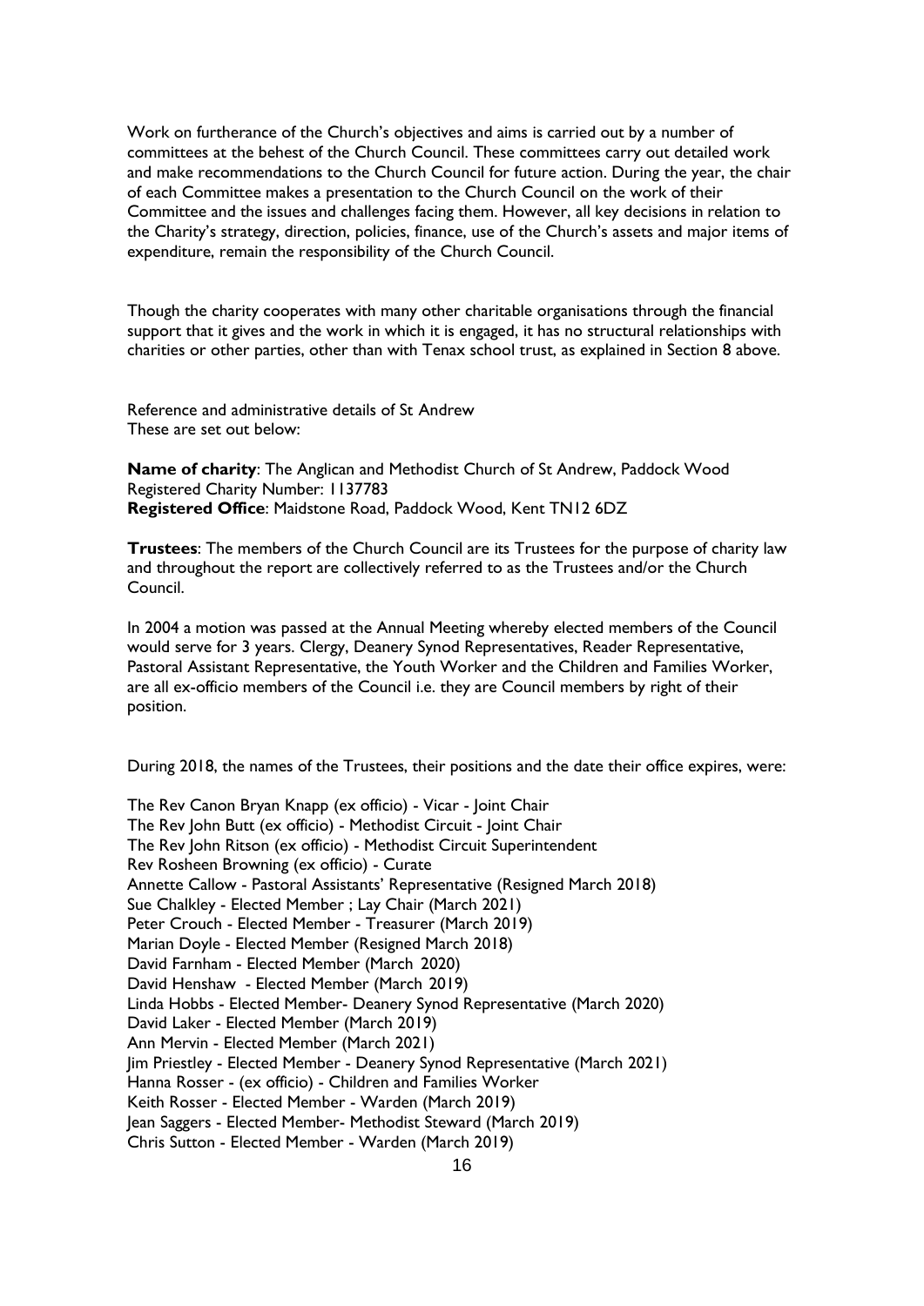Work on furtherance of the Church's objectives and aims is carried out by a number of committees at the behest of the Church Council. These committees carry out detailed work and make recommendations to the Church Council for future action. During the year, the chair of each Committee makes a presentation to the Church Council on the work of their Committee and the issues and challenges facing them. However, all key decisions in relation to the Charity's strategy, direction, policies, finance, use of the Church's assets and major items of expenditure, remain the responsibility of the Church Council.

Though the charity cooperates with many other charitable organisations through the financial support that it gives and the work in which it is engaged, it has no structural relationships with charities or other parties, other than with Tenax school trust, as explained in Section 8 above.

Reference and administrative details of St Andrew
These are set out below:

**Name of charity**: The Anglican and Methodist Church of St Andrew, Paddock Wood
Registered Charity Number: 1137783
**Registered Office**: Maidstone Road, Paddock Wood, Kent TN12 6DZ

**Trustees**: The members of the Church Council are its Trustees for the purpose of charity law and throughout the report are collectively referred to as the Trustees and/or the Church Council.

In 2004 a motion was passed at the Annual Meeting whereby elected members of the Council would serve for 3 years. Clergy, Deanery Synod Representatives, Reader Representative, Pastoral Assistant Representative, the Youth Worker and the Children and Families Worker, are all ex-officio members of the Council i.e. they are Council members by right of their position.

During 2018, the names of the Trustees, their positions and the date their office expires, were:

The Rev Canon Bryan Knapp (ex officio) - Vicar - Joint Chair
The Rev John Butt (ex officio) - Methodist Circuit - Joint Chair
The Rev John Ritson (ex officio) - Methodist Circuit Superintendent
Rev Rosheen Browning (ex officio) - Curate
Annette Callow - Pastoral Assistants' Representative (Resigned March 2018)
Sue Chalkley - Elected Member ; Lay Chair (March 2021)
Peter Crouch - Elected Member - Treasurer (March 2019)
Marian Doyle - Elected Member (Resigned March 2018)
David Farnham - Elected Member (March 2020)
David Henshaw - Elected Member (March 2019)
Linda Hobbs - Elected Member- Deanery Synod Representative (March 2020)
David Laker - Elected Member (March 2019)
Ann Mervin - Elected Member (March 2021)
Jim Priestley - Elected Member - Deanery Synod Representative (March 2021)
Hanna Rosser - (ex officio) - Children and Families Worker
Keith Rosser - Elected Member - Warden (March 2019)
Jean Saggers - Elected Member- Methodist Steward (March 2019)
Chris Sutton - Elected Member - Warden (March 2019)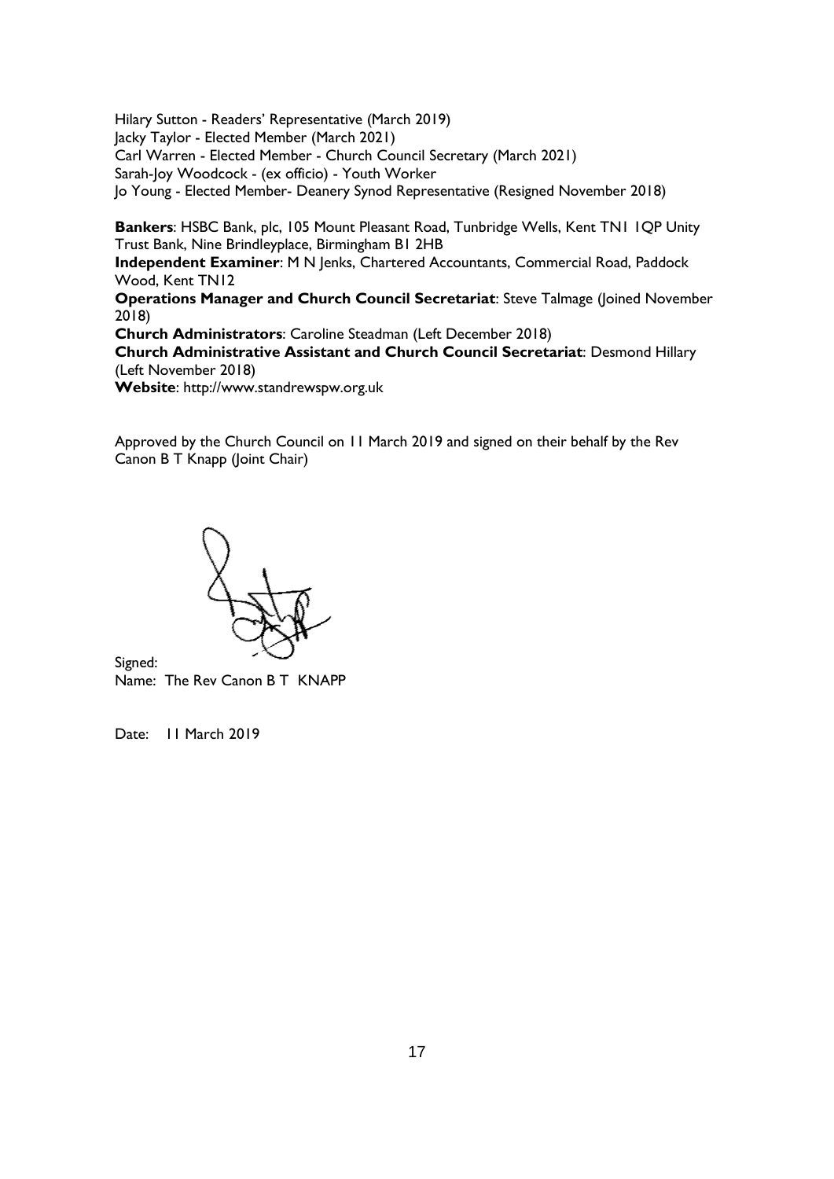Hilary Sutton - Readers' Representative (March 2019)
Jacky Taylor - Elected Member (March 2021)
Carl Warren - Elected Member - Church Council Secretary (March 2021)
Sarah-Joy Woodcock - (ex officio) - Youth Worker
Jo Young - Elected Member- Deanery Synod Representative (Resigned November 2018)

**Bankers**: HSBC Bank, plc, 105 Mount Pleasant Road, Tunbridge Wells, Kent TN1 1QP Unity Trust Bank, Nine Brindleyplace, Birmingham B1 2HB
**Independent Examiner**: M N Jenks, Chartered Accountants, Commercial Road, Paddock Wood, Kent TN12
**Operations Manager and Church Council Secretariat**: Steve Talmage (Joined November 2018)
**Church Administrators**: Caroline Steadman (Left December 2018)
**Church Administrative Assistant and Church Council Secretariat**: Desmond Hillary (Left November 2018)
**Website**: http://www.standrewspw.org.uk

Approved by the Church Council on 11 March 2019 and signed on their behalf by the Rev Canon B T Knapp (Joint Chair)

Signed:
Name: The Rev Canon B T KNAPP

Date: 11 March 2019